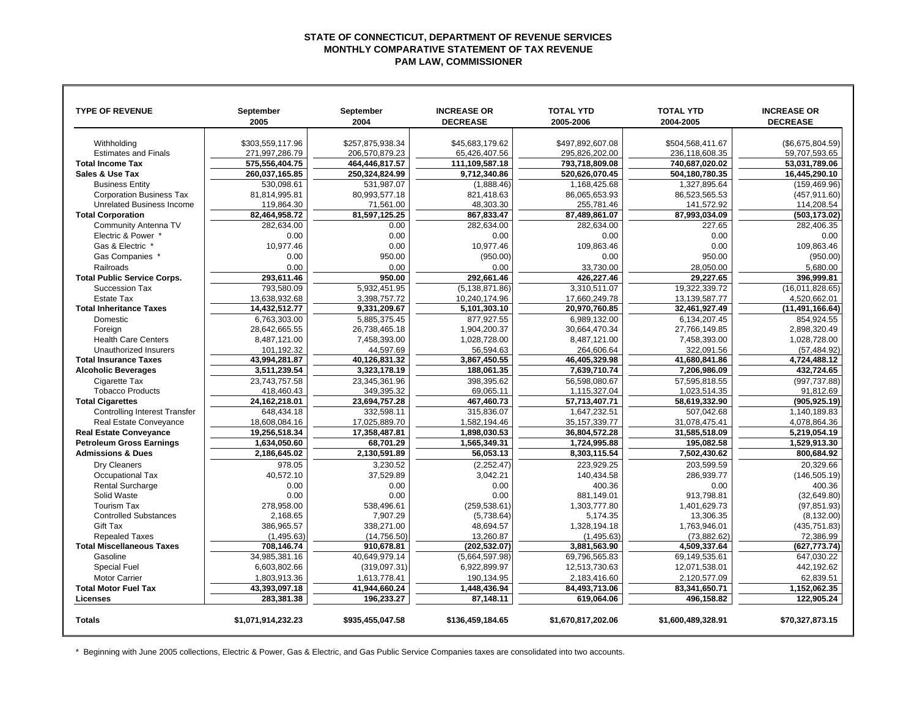**STATE OF CONNECTICUT, DEPARTMENT OF REVENUE SERVICES**
**MONTHLY COMPARATIVE STATEMENT OF TAX REVENUE**
**PAM LAW, COMMISSIONER**

| TYPE OF REVENUE | September 2005 | September 2004 | INCREASE OR DECREASE | TOTAL YTD 2005-2006 | TOTAL YTD 2004-2005 | INCREASE OR DECREASE |
|---|---|---|---|---|---|---|
| Withholding | $303,559,117.96 | $257,875,938.34 | $45,683,179.62 | $497,892,607.08 | $504,568,411.67 | ($6,675,804.59) |
| Estimates and Finals | 271,997,286.79 | 206,570,879.23 | 65,426,407.56 | 295,826,202.00 | 236,118,608.35 | 59,707,593.65 |
| **Total Income Tax** | **575,556,404.75** | **464,446,817.57** | **111,109,587.18** | **793,718,809.08** | **740,687,020.02** | **53,031,789.06** |
| **Sales & Use Tax** | **260,037,165.85** | **250,324,824.99** | **9,712,340.86** | **520,626,070.45** | **504,180,780.35** | **16,445,290.10** |
| Business Entity | 530,098.61 | 531,987.07 | (1,888.46) | 1,168,425.68 | 1,327,895.64 | (159,469.96) |
| Corporation Business Tax | 81,814,995.81 | 80,993,577.18 | 821,418.63 | 86,065,653.93 | 86,523,565.53 | (457,911.60) |
| Unrelated Business Income | 119,864.30 | 71,561.00 | 48,303.30 | 255,781.46 | 141,572.92 | 114,208.54 |
| **Total Corporation** | **82,464,958.72** | **81,597,125.25** | **867,833.47** | **87,489,861.07** | **87,993,034.09** | **(503,173.02)** |
| Community Antenna TV | 282,634.00 | 0.00 | 282,634.00 | 282,634.00 | 227.65 | 282,406.35 |
| Electric & Power * | 0.00 | 0.00 | 0.00 | 0.00 | 0.00 | 0.00 |
| Gas & Electric * | 10,977.46 | 0.00 | 10,977.46 | 109,863.46 | 0.00 | 109,863.46 |
| Gas Companies * | 0.00 | 950.00 | (950.00) | 0.00 | 950.00 | (950.00) |
| Railroads | 0.00 | 0.00 | 0.00 | 33,730.00 | 28,050.00 | 5,680.00 |
| **Total Public Service Corps.** | **293,611.46** | **950.00** | **292,661.46** | **426,227.46** | **29,227.65** | **396,999.81** |
| Succession Tax | 793,580.09 | 5,932,451.95 | (5,138,871.86) | 3,310,511.07 | 19,322,339.72 | (16,011,828.65) |
| Estate Tax | 13,638,932.68 | 3,398,757.72 | 10,240,174.96 | 17,660,249.78 | 13,139,587.77 | 4,520,662.01 |
| **Total Inheritance Taxes** | **14,432,512.77** | **9,331,209.67** | **5,101,303.10** | **20,970,760.85** | **32,461,927.49** | **(11,491,166.64)** |
| Domestic | 6,763,303.00 | 5,885,375.45 | 877,927.55 | 6,989,132.00 | 6,134,207.45 | 854,924.55 |
| Foreign | 28,642,665.55 | 26,738,465.18 | 1,904,200.37 | 30,664,470.34 | 27,766,149.85 | 2,898,320.49 |
| Health Care Centers | 8,487,121.00 | 7,458,393.00 | 1,028,728.00 | 8,487,121.00 | 7,458,393.00 | 1,028,728.00 |
| Unauthorized Insurers | 101,192.32 | 44,597.69 | 56,594.63 | 264,606.64 | 322,091.56 | (57,484.92) |
| **Total Insurance Taxes** | **43,994,281.87** | **40,126,831.32** | **3,867,450.55** | **46,405,329.98** | **41,680,841.86** | **4,724,488.12** |
| **Alcoholic Beverages** | **3,511,239.54** | **3,323,178.19** | **188,061.35** | **7,639,710.74** | **7,206,986.09** | **432,724.65** |
| Cigarette Tax | 23,743,757.58 | 23,345,361.96 | 398,395.62 | 56,598,080.67 | 57,595,818.55 | (997,737.88) |
| Tobacco Products | 418,460.43 | 349,395.32 | 69,065.11 | 1,115,327.04 | 1,023,514.35 | 91,812.69 |
| **Total Cigarettes** | **24,162,218.01** | **23,694,757.28** | **467,460.73** | **57,713,407.71** | **58,619,332.90** | **(905,925.19)** |
| Controlling Interest Transfer | 648,434.18 | 332,598.11 | 315,836.07 | 1,647,232.51 | 507,042.68 | 1,140,189.83 |
| Real Estate Conveyance | 18,608,084.16 | 17,025,889.70 | 1,582,194.46 | 35,157,339.77 | 31,078,475.41 | 4,078,864.36 |
| **Real Estate Conveyance** | **19,256,518.34** | **17,358,487.81** | **1,898,030.53** | **36,804,572.28** | **31,585,518.09** | **5,219,054.19** |
| **Petroleum Gross Earnings** | **1,634,050.60** | **68,701.29** | **1,565,349.31** | **1,724,995.88** | **195,082.58** | **1,529,913.30** |
| **Admissions & Dues** | **2,186,645.02** | **2,130,591.89** | **56,053.13** | **8,303,115.54** | **7,502,430.62** | **800,684.92** |
| Dry Cleaners | 978.05 | 3,230.52 | (2,252.47) | 223,929.25 | 203,599.59 | 20,329.66 |
| Occupational Tax | 40,572.10 | 37,529.89 | 3,042.21 | 140,434.58 | 286,939.77 | (146,505.19) |
| Rental Surcharge | 0.00 | 0.00 | 0.00 | 400.36 | 0.00 | 400.36 |
| Solid Waste | 0.00 | 0.00 | 0.00 | 881,149.01 | 913,798.81 | (32,649.80) |
| Tourism Tax | 278,958.00 | 538,496.61 | (259,538.61) | 1,303,777.80 | 1,401,629.73 | (97,851.93) |
| Controlled Substances | 2,168.65 | 7,907.29 | (5,738.64) | 5,174.35 | 13,306.35 | (8,132.00) |
| Gift Tax | 386,965.57 | 338,271.00 | 48,694.57 | 1,328,194.18 | 1,763,946.01 | (435,751.83) |
| Repealed Taxes | (1,495.63) | (14,756.50) | 13,260.87 | (1,495.63) | (73,882.62) | 72,386.99 |
| **Total Miscellaneous Taxes** | **708,146.74** | **910,678.81** | **(202,532.07)** | **3,881,563.90** | **4,509,337.64** | **(627,773.74)** |
| Gasoline | 34,985,381.16 | 40,649,979.14 | (5,664,597.98) | 69,796,565.83 | 69,149,535.61 | 647,030.22 |
| Special Fuel | 6,603,802.66 | (319,097.31) | 6,922,899.97 | 12,513,730.63 | 12,071,538.01 | 442,192.62 |
| Motor Carrier | 1,803,913.36 | 1,613,778.41 | 190,134.95 | 2,183,416.60 | 2,120,577.09 | 62,839.51 |
| **Total Motor Fuel Tax** | **43,393,097.18** | **41,944,660.24** | **1,448,436.94** | **84,493,713.06** | **83,341,650.71** | **1,152,062.35** |
| **Licenses** | **283,381.38** | **196,233.27** | **87,148.11** | **619,064.06** | **496,158.82** | **122,905.24** |
| **Totals** | **$1,071,914,232.23** | **$935,455,047.58** | **$136,459,184.65** | **$1,670,817,202.06** | **$1,600,489,328.91** | **$70,327,873.15** |

* Beginning with June 2005 collections, Electric & Power, Gas & Electric, and Gas Public Service Companies taxes are consolidated into two accounts.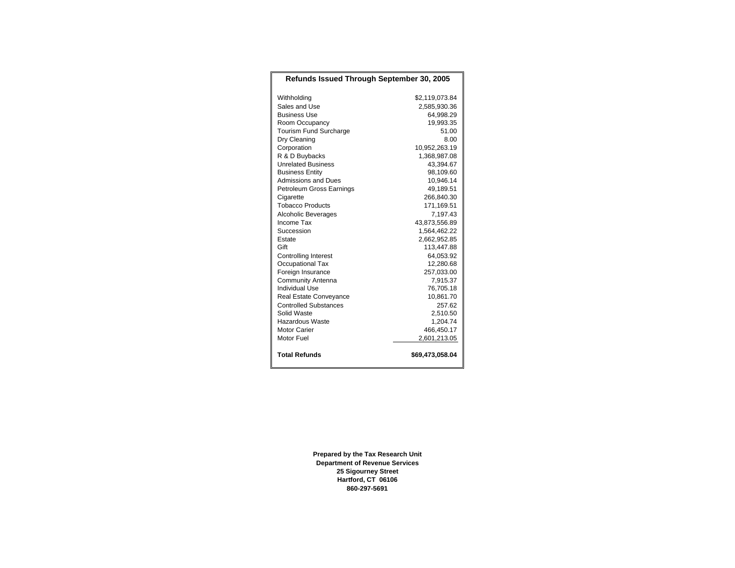| Refunds Issued Through September 30, 2005 | |
|---|---|
| Withholding | $2,119,073.84 |
| Sales and Use | 2,585,930.36 |
| Business Use | 64,998.29 |
| Room Occupancy | 19,993.35 |
| Tourism Fund Surcharge | 51.00 |
| Dry Cleaning | 8.00 |
| Corporation | 10,952,263.19 |
| R & D Buybacks | 1,368,987.08 |
| Unrelated Business | 43,394.67 |
| Business Entity | 98,109.60 |
| Admissions and Dues | 10,946.14 |
| Petroleum Gross Earnings | 49,189.51 |
| Cigarette | 266,840.30 |
| Tobacco Products | 171,169.51 |
| Alcoholic Beverages | 7,197.43 |
| Income Tax | 43,873,556.89 |
| Succession | 1,564,462.22 |
| Estate | 2,662,952.85 |
| Gift | 113,447.88 |
| Controlling Interest | 64,053.92 |
| Occupational Tax | 12,280.68 |
| Foreign Insurance | 257,033.00 |
| Community Antenna | 7,915.37 |
| Individual Use | 76,705.18 |
| Real Estate Conveyance | 10,861.70 |
| Controlled Substances | 257.62 |
| Solid Waste | 2,510.50 |
| Hazardous Waste | 1,204.74 |
| Motor Carier | 466,450.17 |
| Motor Fuel | 2,601,213.05 |
| **Total Refunds** | **$69,473,058.04** |

**Prepared by the Tax Research Unit**
**Department of Revenue Services**
**25 Sigourney Street**
**Hartford, CT 06106**
**860-297-5691**